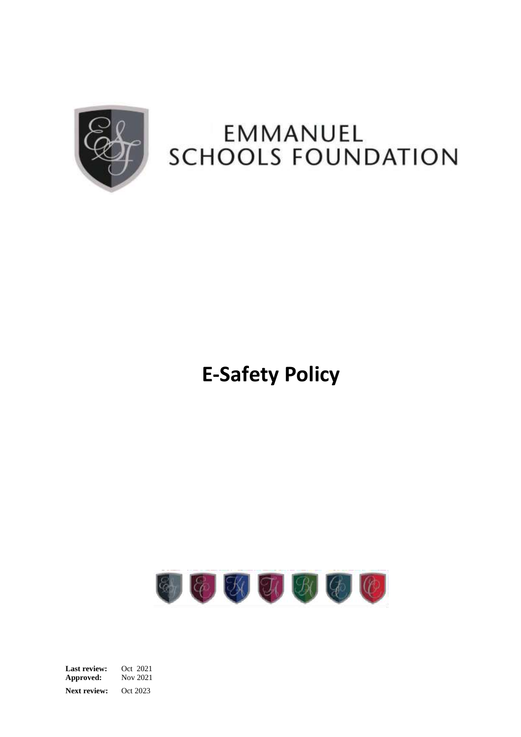EMMANUEL SCHOOLS FOUNDATION

# E-Safety Policy

**Last review:** Oct 2021
**Approved:** Nov 2021
**Next review:** Oct 2023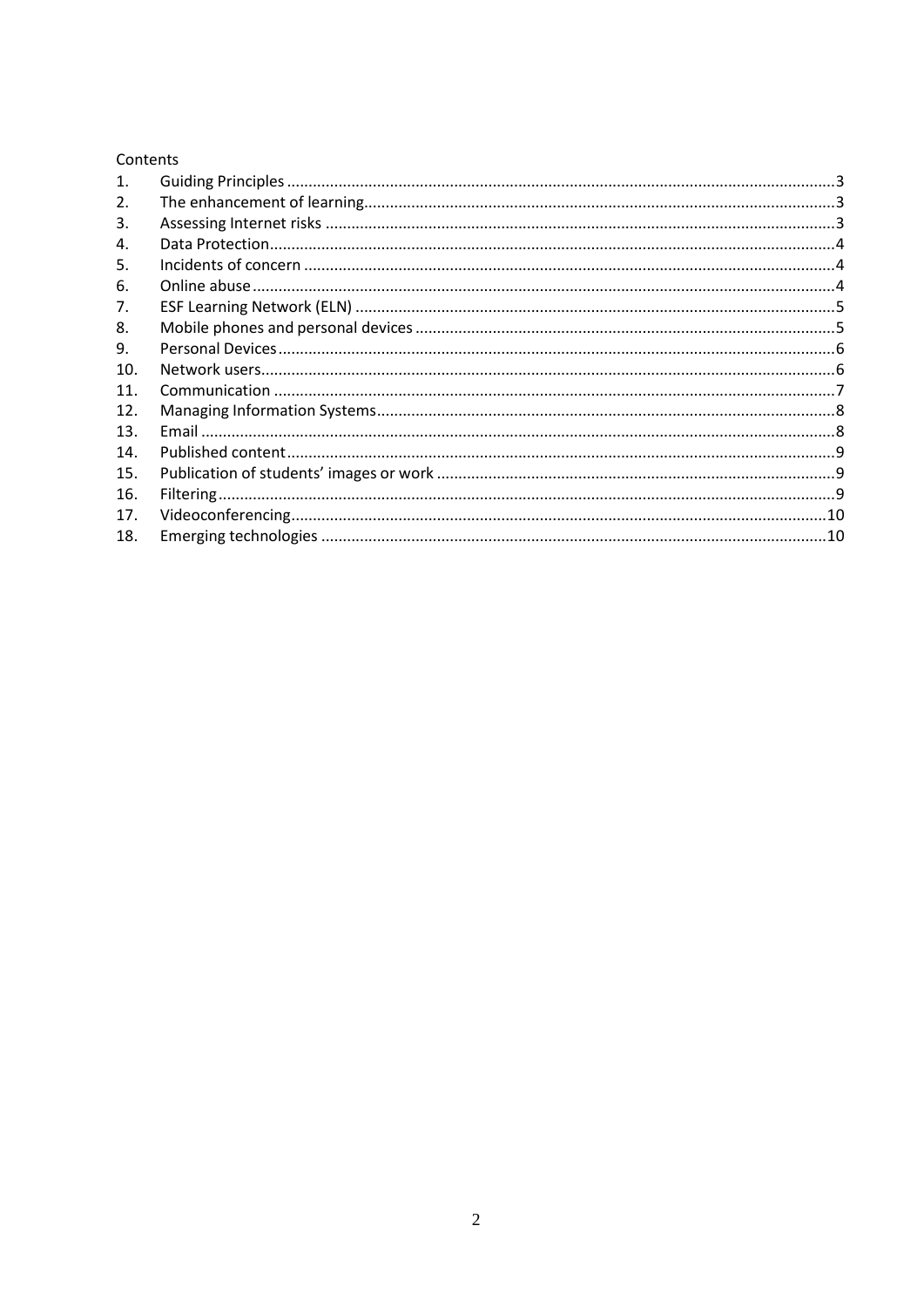Contents

1. Guiding Principles ........ 3
2. The enhancement of learning ........ 3
3. Assessing Internet risks ........ 3
4. Data Protection ........ 4
5. Incidents of concern ........ 4
6. Online abuse ........ 4
7. ESF Learning Network (ELN) ........ 5
8. Mobile phones and personal devices ........ 5
9. Personal Devices ........ 6
10. Network users ........ 6
11. Communication ........ 7
12. Managing Information Systems ........ 8
13. Email ........ 8
14. Published content ........ 9
15. Publication of students' images or work ........ 9
16. Filtering ........ 9
17. Videoconferencing ........ 10
18. Emerging technologies ........ 10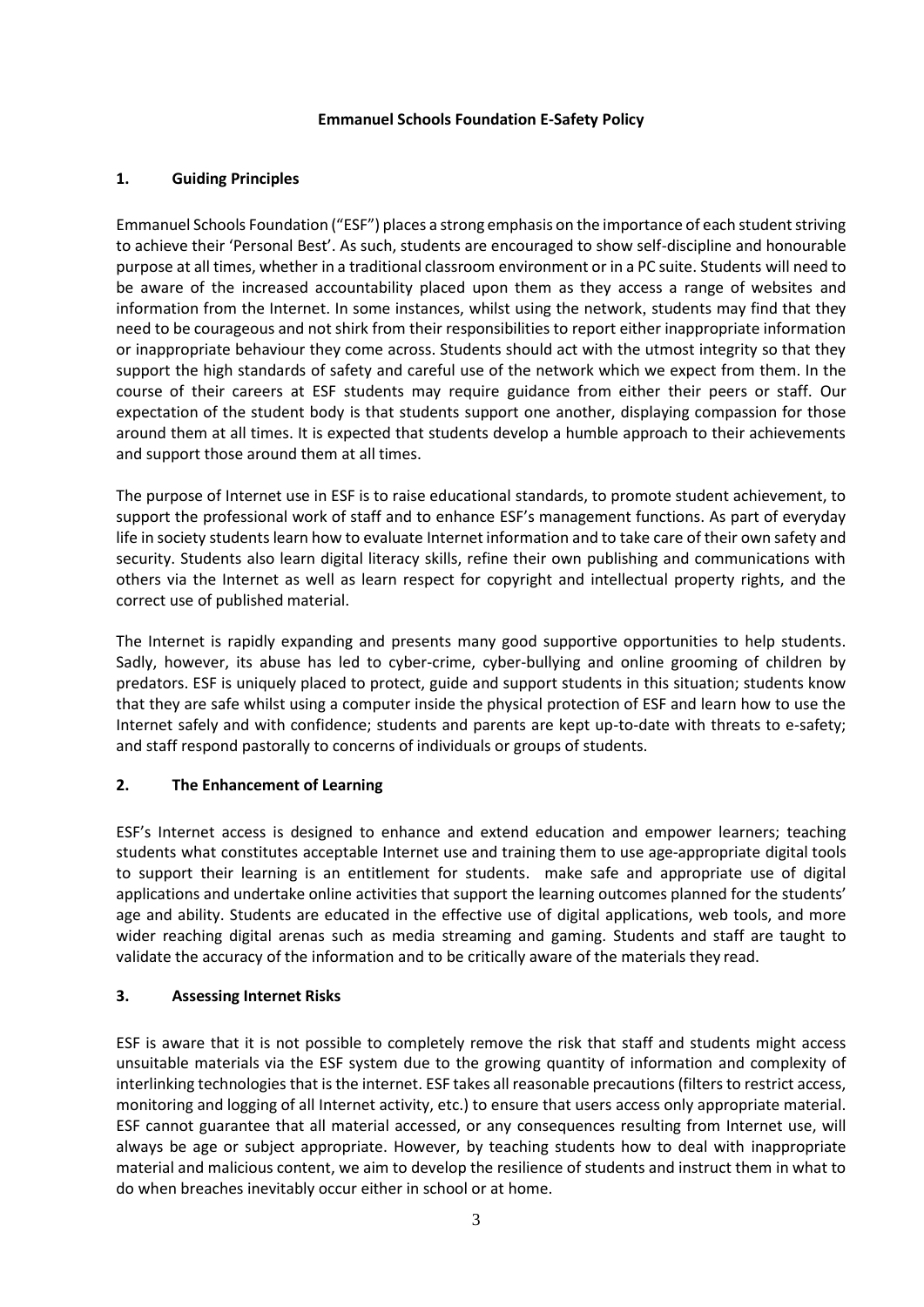**Emmanuel Schools Foundation E-Safety Policy**

## 1. Guiding Principles

Emmanuel Schools Foundation ("ESF") places a strong emphasis on the importance of each student striving to achieve their 'Personal Best'. As such, students are encouraged to show self-discipline and honourable purpose at all times, whether in a traditional classroom environment or in a PC suite. Students will need to be aware of the increased accountability placed upon them as they access a range of websites and information from the Internet. In some instances, whilst using the network, students may find that they need to be courageous and not shirk from their responsibilities to report either inappropriate information or inappropriate behaviour they come across. Students should act with the utmost integrity so that they support the high standards of safety and careful use of the network which we expect from them. In the course of their careers at ESF students may require guidance from either their peers or staff. Our expectation of the student body is that students support one another, displaying compassion for those around them at all times. It is expected that students develop a humble approach to their achievements and support those around them at all times.

The purpose of Internet use in ESF is to raise educational standards, to promote student achievement, to support the professional work of staff and to enhance ESF's management functions. As part of everyday life in society students learn how to evaluate Internet information and to take care of their own safety and security. Students also learn digital literacy skills, refine their own publishing and communications with others via the Internet as well as learn respect for copyright and intellectual property rights, and the correct use of published material.

The Internet is rapidly expanding and presents many good supportive opportunities to help students. Sadly, however, its abuse has led to cyber-crime, cyber-bullying and online grooming of children by predators. ESF is uniquely placed to protect, guide and support students in this situation; students know that they are safe whilst using a computer inside the physical protection of ESF and learn how to use the Internet safely and with confidence; students and parents are kept up-to-date with threats to e-safety; and staff respond pastorally to concerns of individuals or groups of students.

## 2. The Enhancement of Learning

ESF's Internet access is designed to enhance and extend education and empower learners; teaching students what constitutes acceptable Internet use and training them to use age-appropriate digital tools to support their learning is an entitlement for students. make safe and appropriate use of digital applications and undertake online activities that support the learning outcomes planned for the students' age and ability. Students are educated in the effective use of digital applications, web tools, and more wider reaching digital arenas such as media streaming and gaming. Students and staff are taught to validate the accuracy of the information and to be critically aware of the materials they read.

## 3. Assessing Internet Risks

ESF is aware that it is not possible to completely remove the risk that staff and students might access unsuitable materials via the ESF system due to the growing quantity of information and complexity of interlinking technologies that is the internet. ESF takes all reasonable precautions (filters to restrict access, monitoring and logging of all Internet activity, etc.) to ensure that users access only appropriate material. ESF cannot guarantee that all material accessed, or any consequences resulting from Internet use, will always be age or subject appropriate. However, by teaching students how to deal with inappropriate material and malicious content, we aim to develop the resilience of students and instruct them in what to do when breaches inevitably occur either in school or at home.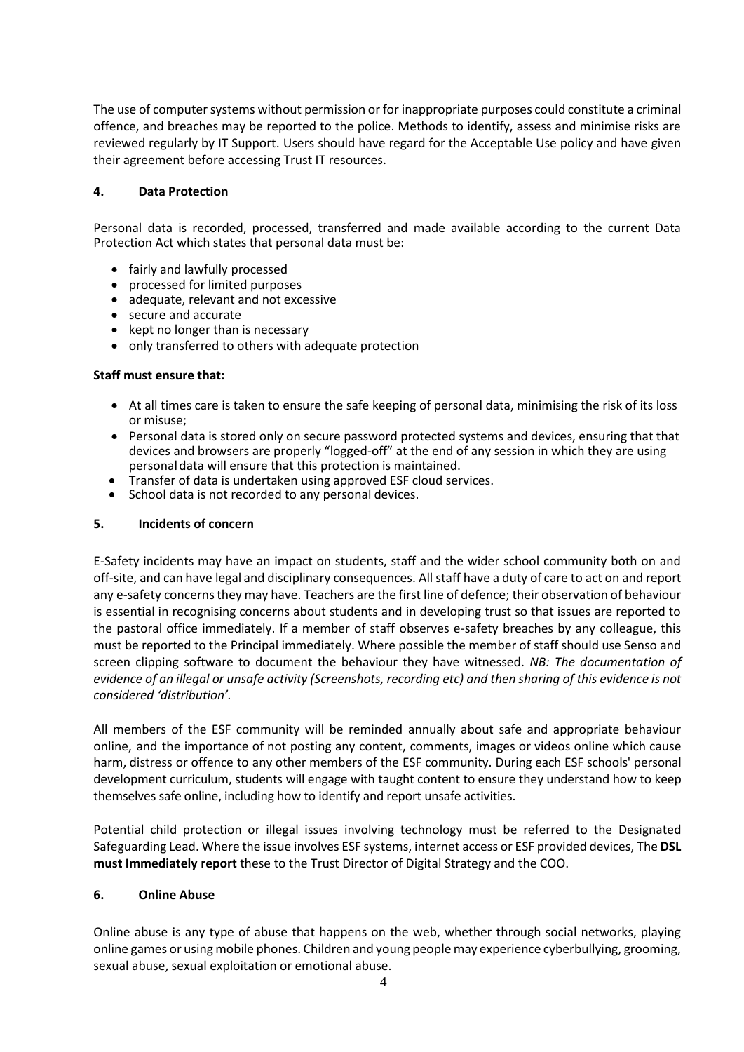The use of computer systems without permission or for inappropriate purposes could constitute a criminal offence, and breaches may be reported to the police. Methods to identify, assess and minimise risks are reviewed regularly by IT Support. Users should have regard for the Acceptable Use policy and have given their agreement before accessing Trust IT resources.

## 4. Data Protection

Personal data is recorded, processed, transferred and made available according to the current Data Protection Act which states that personal data must be:

- fairly and lawfully processed
- processed for limited purposes
- adequate, relevant and not excessive
- secure and accurate
- kept no longer than is necessary
- only transferred to others with adequate protection

**Staff must ensure that:**

- At all times care is taken to ensure the safe keeping of personal data, minimising the risk of its loss or misuse;
- Personal data is stored only on secure password protected systems and devices, ensuring that that devices and browsers are properly "logged-off" at the end of any session in which they are using personal data will ensure that this protection is maintained.
- Transfer of data is undertaken using approved ESF cloud services.
- School data is not recorded to any personal devices.

## 5. Incidents of concern

E-Safety incidents may have an impact on students, staff and the wider school community both on and off-site, and can have legal and disciplinary consequences. All staff have a duty of care to act on and report any e-safety concerns they may have. Teachers are the first line of defence; their observation of behaviour is essential in recognising concerns about students and in developing trust so that issues are reported to the pastoral office immediately. If a member of staff observes e-safety breaches by any colleague, this must be reported to the Principal immediately. Where possible the member of staff should use Senso and screen clipping software to document the behaviour they have witnessed. *NB: The documentation of evidence of an illegal or unsafe activity (Screenshots, recording etc) and then sharing of this evidence is not considered 'distribution'.*

All members of the ESF community will be reminded annually about safe and appropriate behaviour online, and the importance of not posting any content, comments, images or videos online which cause harm, distress or offence to any other members of the ESF community. During each ESF schools' personal development curriculum, students will engage with taught content to ensure they understand how to keep themselves safe online, including how to identify and report unsafe activities.

Potential child protection or illegal issues involving technology must be referred to the Designated Safeguarding Lead. Where the issue involves ESF systems, internet access or ESF provided devices, The **DSL must Immediately report** these to the Trust Director of Digital Strategy and the COO.

## 6. Online Abuse

Online abuse is any type of abuse that happens on the web, whether through social networks, playing online games or using mobile phones. Children and young people may experience cyberbullying, grooming, sexual abuse, sexual exploitation or emotional abuse.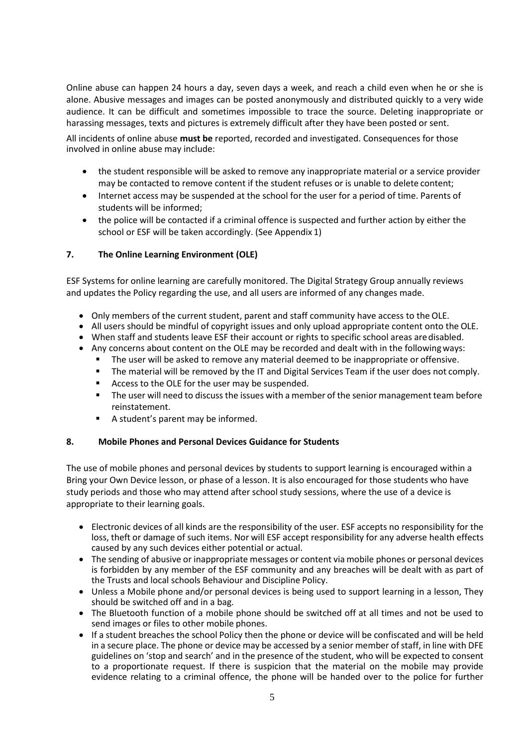Online abuse can happen 24 hours a day, seven days a week, and reach a child even when he or she is alone. Abusive messages and images can be posted anonymously and distributed quickly to a very wide audience. It can be difficult and sometimes impossible to trace the source. Deleting inappropriate or harassing messages, texts and pictures is extremely difficult after they have been posted or sent.

All incidents of online abuse **must be** reported, recorded and investigated. Consequences for those involved in online abuse may include:

- the student responsible will be asked to remove any inappropriate material or a service provider may be contacted to remove content if the student refuses or is unable to delete content;
- Internet access may be suspended at the school for the user for a period of time. Parents of students will be informed;
- the police will be contacted if a criminal offence is suspected and further action by either the school or ESF will be taken accordingly. (See Appendix 1)

## 7. The Online Learning Environment (OLE)

ESF Systems for online learning are carefully monitored. The Digital Strategy Group annually reviews and updates the Policy regarding the use, and all users are informed of any changes made.

- Only members of the current student, parent and staff community have access to the OLE.
- All users should be mindful of copyright issues and only upload appropriate content onto the OLE.
- When staff and students leave ESF their account or rights to specific school areas are disabled.
- Any concerns about content on the OLE may be recorded and dealt with in the following ways:
  - The user will be asked to remove any material deemed to be inappropriate or offensive.
  - The material will be removed by the IT and Digital Services Team if the user does not comply.
  - Access to the OLE for the user may be suspended.
  - The user will need to discuss the issues with a member of the senior management team before reinstatement.
  - A student's parent may be informed.

## 8. Mobile Phones and Personal Devices Guidance for Students

The use of mobile phones and personal devices by students to support learning is encouraged within a Bring your Own Device lesson, or phase of a lesson. It is also encouraged for those students who have study periods and those who may attend after school study sessions, where the use of a device is appropriate to their learning goals.

- Electronic devices of all kinds are the responsibility of the user. ESF accepts no responsibility for the loss, theft or damage of such items. Nor will ESF accept responsibility for any adverse health effects caused by any such devices either potential or actual.
- The sending of abusive or inappropriate messages or content via mobile phones or personal devices is forbidden by any member of the ESF community and any breaches will be dealt with as part of the Trusts and local schools Behaviour and Discipline Policy.
- Unless a Mobile phone and/or personal devices is being used to support learning in a lesson, They should be switched off and in a bag.
- The Bluetooth function of a mobile phone should be switched off at all times and not be used to send images or files to other mobile phones.
- If a student breaches the school Policy then the phone or device will be confiscated and will be held in a secure place. The phone or device may be accessed by a senior member of staff, in line with DFE guidelines on 'stop and search' and in the presence of the student, who will be expected to consent to a proportionate request. If there is suspicion that the material on the mobile may provide evidence relating to a criminal offence, the phone will be handed over to the police for further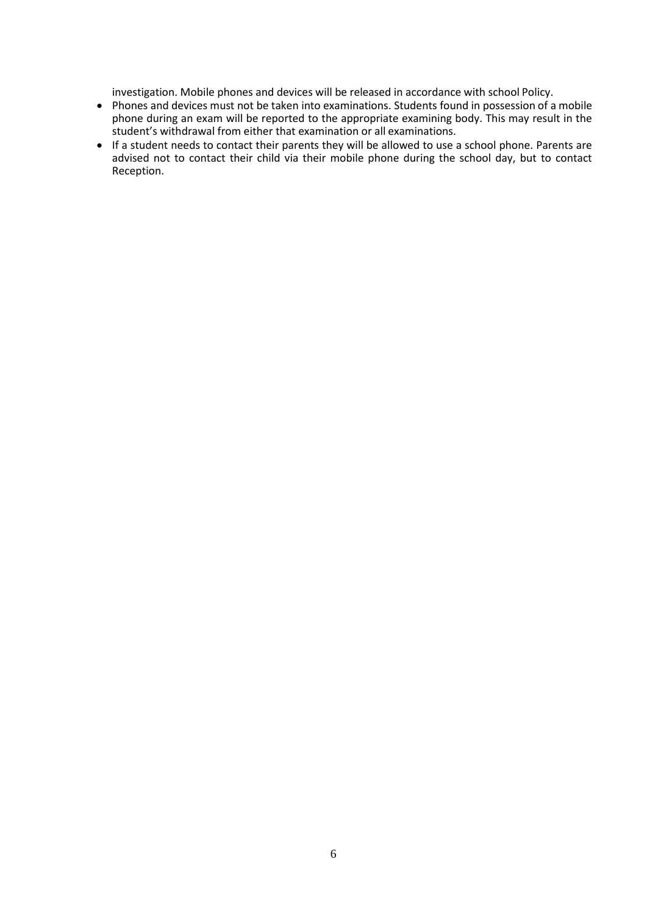investigation. Mobile phones and devices will be released in accordance with school Policy.

- Phones and devices must not be taken into examinations. Students found in possession of a mobile phone during an exam will be reported to the appropriate examining body. This may result in the student's withdrawal from either that examination or all examinations.
- If a student needs to contact their parents they will be allowed to use a school phone. Parents are advised not to contact their child via their mobile phone during the school day, but to contact Reception.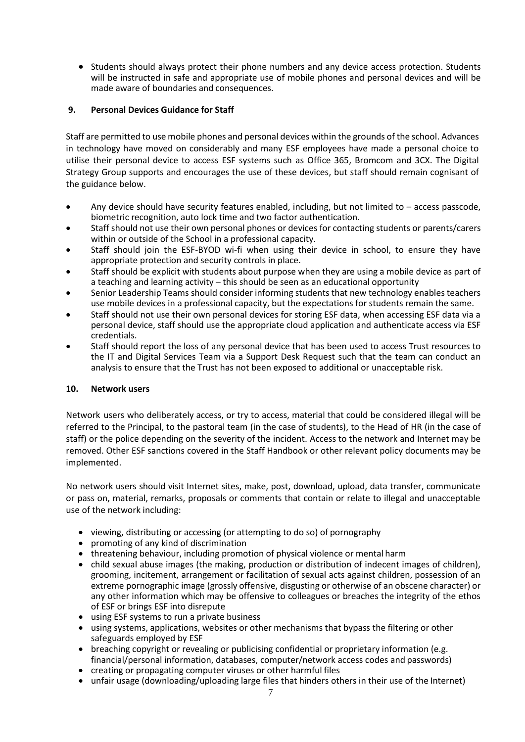- Students should always protect their phone numbers and any device access protection. Students will be instructed in safe and appropriate use of mobile phones and personal devices and will be made aware of boundaries and consequences.

## 9. Personal Devices Guidance for Staff

Staff are permitted to use mobile phones and personal devices within the grounds of the school. Advances in technology have moved on considerably and many ESF employees have made a personal choice to utilise their personal device to access ESF systems such as Office 365, Bromcom and 3CX. The Digital Strategy Group supports and encourages the use of these devices, but staff should remain cognisant of the guidance below.

- Any device should have security features enabled, including, but not limited to – access passcode, biometric recognition, auto lock time and two factor authentication.
- Staff should not use their own personal phones or devices for contacting students or parents/carers within or outside of the School in a professional capacity.
- Staff should join the ESF-BYOD wi-fi when using their device in school, to ensure they have appropriate protection and security controls in place.
- Staff should be explicit with students about purpose when they are using a mobile device as part of a teaching and learning activity – this should be seen as an educational opportunity
- Senior Leadership Teams should consider informing students that new technology enables teachers use mobile devices in a professional capacity, but the expectations for students remain the same.
- Staff should not use their own personal devices for storing ESF data, when accessing ESF data via a personal device, staff should use the appropriate cloud application and authenticate access via ESF credentials.
- Staff should report the loss of any personal device that has been used to access Trust resources to the IT and Digital Services Team via a Support Desk Request such that the team can conduct an analysis to ensure that the Trust has not been exposed to additional or unacceptable risk.

## 10. Network users

Network users who deliberately access, or try to access, material that could be considered illegal will be referred to the Principal, to the pastoral team (in the case of students), to the Head of HR (in the case of staff) or the police depending on the severity of the incident. Access to the network and Internet may be removed. Other ESF sanctions covered in the Staff Handbook or other relevant policy documents may be implemented.

No network users should visit Internet sites, make, post, download, upload, data transfer, communicate or pass on, material, remarks, proposals or comments that contain or relate to illegal and unacceptable use of the network including:

- viewing, distributing or accessing (or attempting to do so) of pornography
- promoting of any kind of discrimination
- threatening behaviour, including promotion of physical violence or mental harm
- child sexual abuse images (the making, production or distribution of indecent images of children), grooming, incitement, arrangement or facilitation of sexual acts against children, possession of an extreme pornographic image (grossly offensive, disgusting or otherwise of an obscene character) or any other information which may be offensive to colleagues or breaches the integrity of the ethos of ESF or brings ESF into disrepute
- using ESF systems to run a private business
- using systems, applications, websites or other mechanisms that bypass the filtering or other safeguards employed by ESF
- breaching copyright or revealing or publicising confidential or proprietary information (e.g. financial/personal information, databases, computer/network access codes and passwords)
- creating or propagating computer viruses or other harmful files
- unfair usage (downloading/uploading large files that hinders others in their use of the Internet)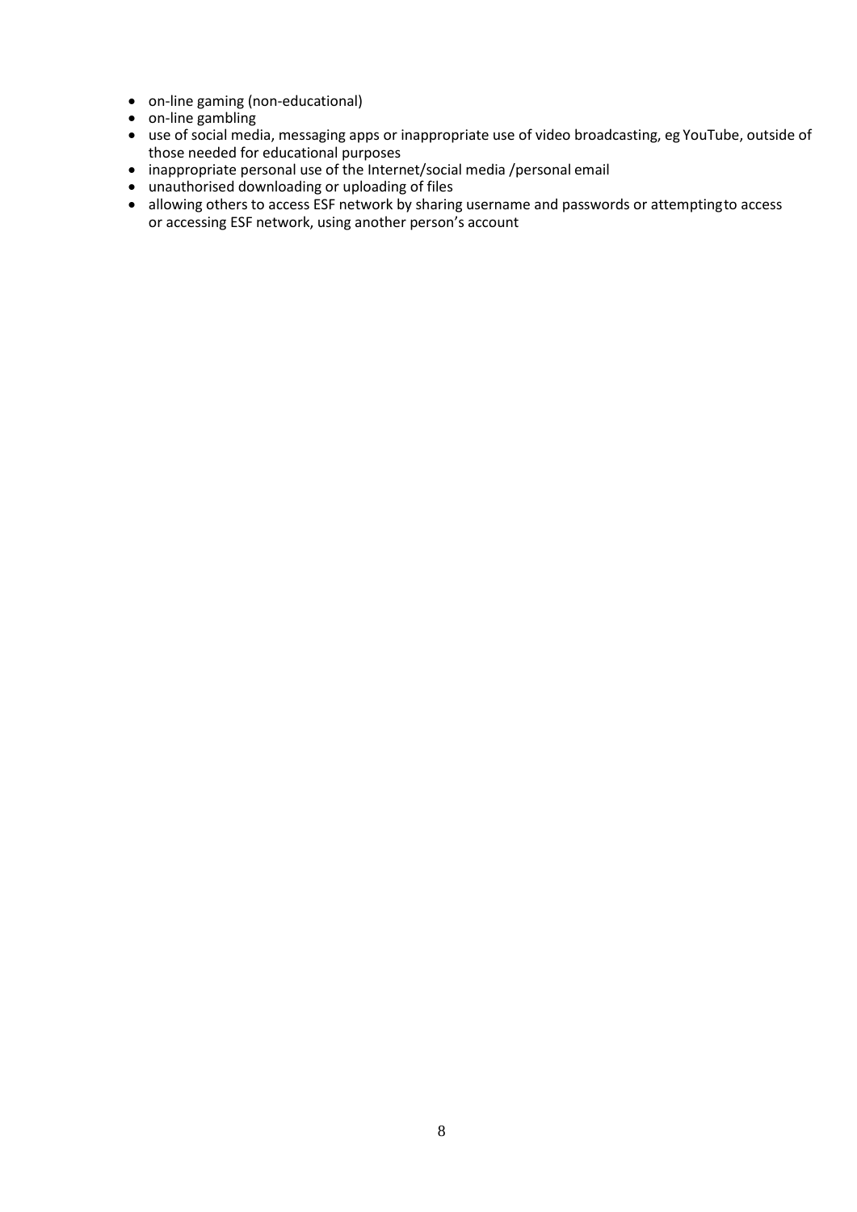- on-line gaming (non-educational)
- on-line gambling
- use of social media, messaging apps or inappropriate use of video broadcasting, eg YouTube, outside of those needed for educational purposes
- inappropriate personal use of the Internet/social media /personal email
- unauthorised downloading or uploading of files
- allowing others to access ESF network by sharing username and passwords or attempting to access or accessing ESF network, using another person's account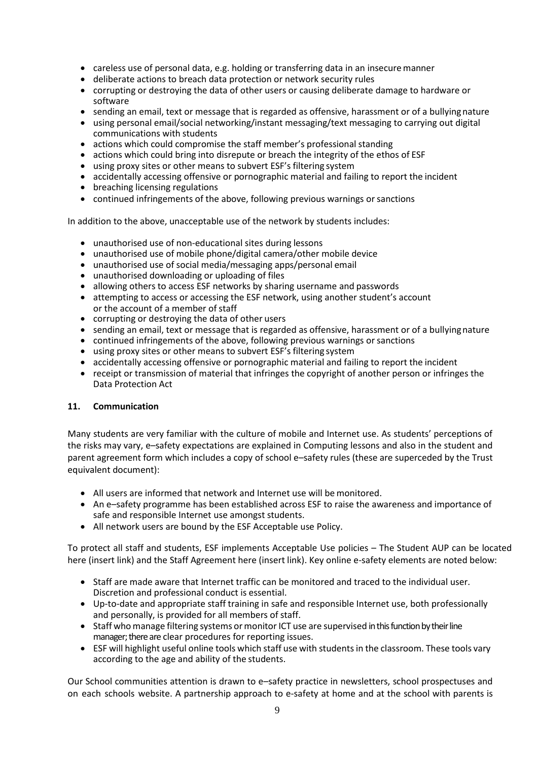- careless use of personal data, e.g. holding or transferring data in an insecure manner
- deliberate actions to breach data protection or network security rules
- corrupting or destroying the data of other users or causing deliberate damage to hardware or software
- sending an email, text or message that is regarded as offensive, harassment or of a bullying nature
- using personal email/social networking/instant messaging/text messaging to carrying out digital communications with students
- actions which could compromise the staff member's professional standing
- actions which could bring into disrepute or breach the integrity of the ethos of ESF
- using proxy sites or other means to subvert ESF's filtering system
- accidentally accessing offensive or pornographic material and failing to report the incident
- breaching licensing regulations
- continued infringements of the above, following previous warnings or sanctions

In addition to the above, unacceptable use of the network by students includes:

- unauthorised use of non-educational sites during lessons
- unauthorised use of mobile phone/digital camera/other mobile device
- unauthorised use of social media/messaging apps/personal email
- unauthorised downloading or uploading of files
- allowing others to access ESF networks by sharing username and passwords
- attempting to access or accessing the ESF network, using another student's account or the account of a member of staff
- corrupting or destroying the data of other users
- sending an email, text or message that is regarded as offensive, harassment or of a bullying nature
- continued infringements of the above, following previous warnings or sanctions
- using proxy sites or other means to subvert ESF's filtering system
- accidentally accessing offensive or pornographic material and failing to report the incident
- receipt or transmission of material that infringes the copyright of another person or infringes the Data Protection Act

## 11. Communication

Many students are very familiar with the culture of mobile and Internet use. As students' perceptions of the risks may vary, e–safety expectations are explained in Computing lessons and also in the student and parent agreement form which includes a copy of school e–safety rules (these are superceded by the Trust equivalent document):

- All users are informed that network and Internet use will be monitored.
- An e–safety programme has been established across ESF to raise the awareness and importance of safe and responsible Internet use amongst students.
- All network users are bound by the ESF Acceptable use Policy.

To protect all staff and students, ESF implements Acceptable Use policies – The Student AUP can be located here (insert link) and the Staff Agreement here (insert link). Key online e-safety elements are noted below:

- Staff are made aware that Internet traffic can be monitored and traced to the individual user. Discretion and professional conduct is essential.
- Up-to-date and appropriate staff training in safe and responsible Internet use, both professionally and personally, is provided for all members of staff.
- Staff who manage filtering systems or monitor ICT use are supervised in this function by their line manager; there are clear procedures for reporting issues.
- ESF will highlight useful online tools which staff use with students in the classroom. These tools vary according to the age and ability of the students.

Our School communities attention is drawn to e–safety practice in newsletters, school prospectuses and on each schools website. A partnership approach to e-safety at home and at the school with parents is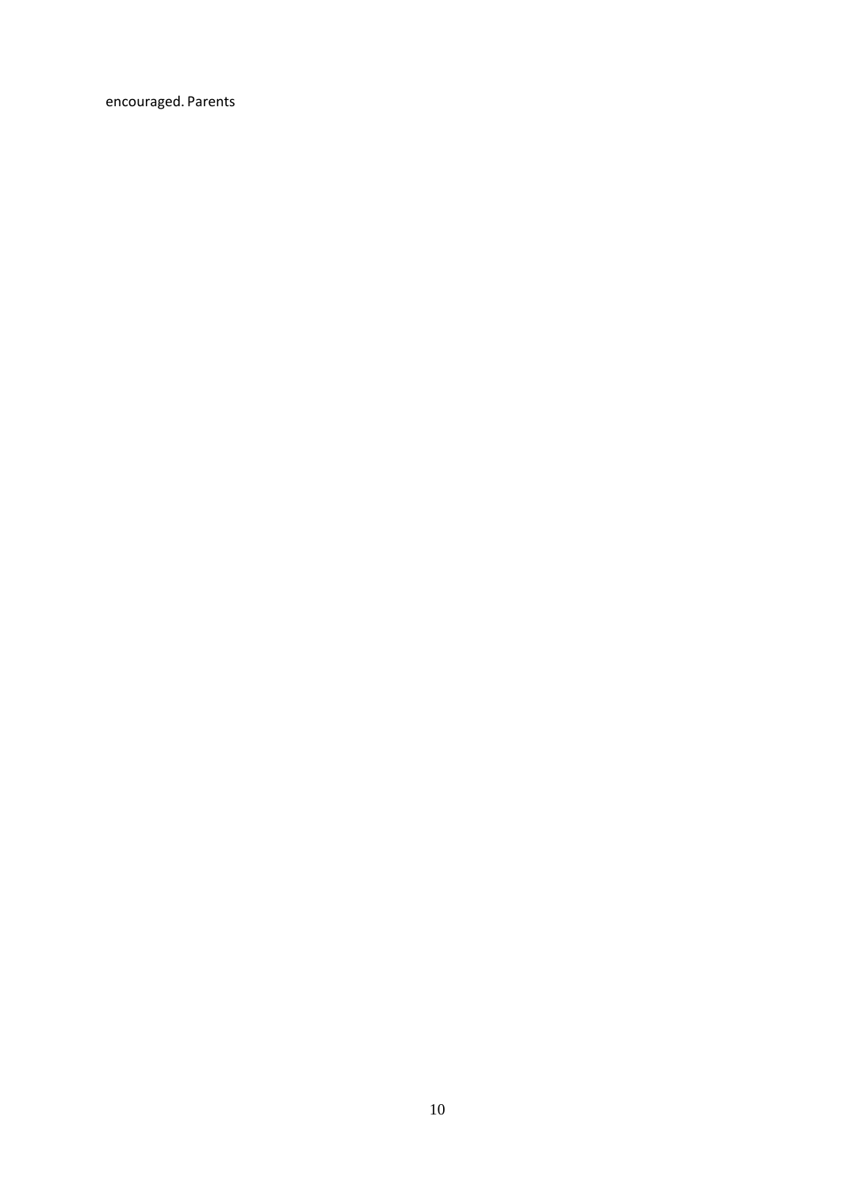encouraged. Parents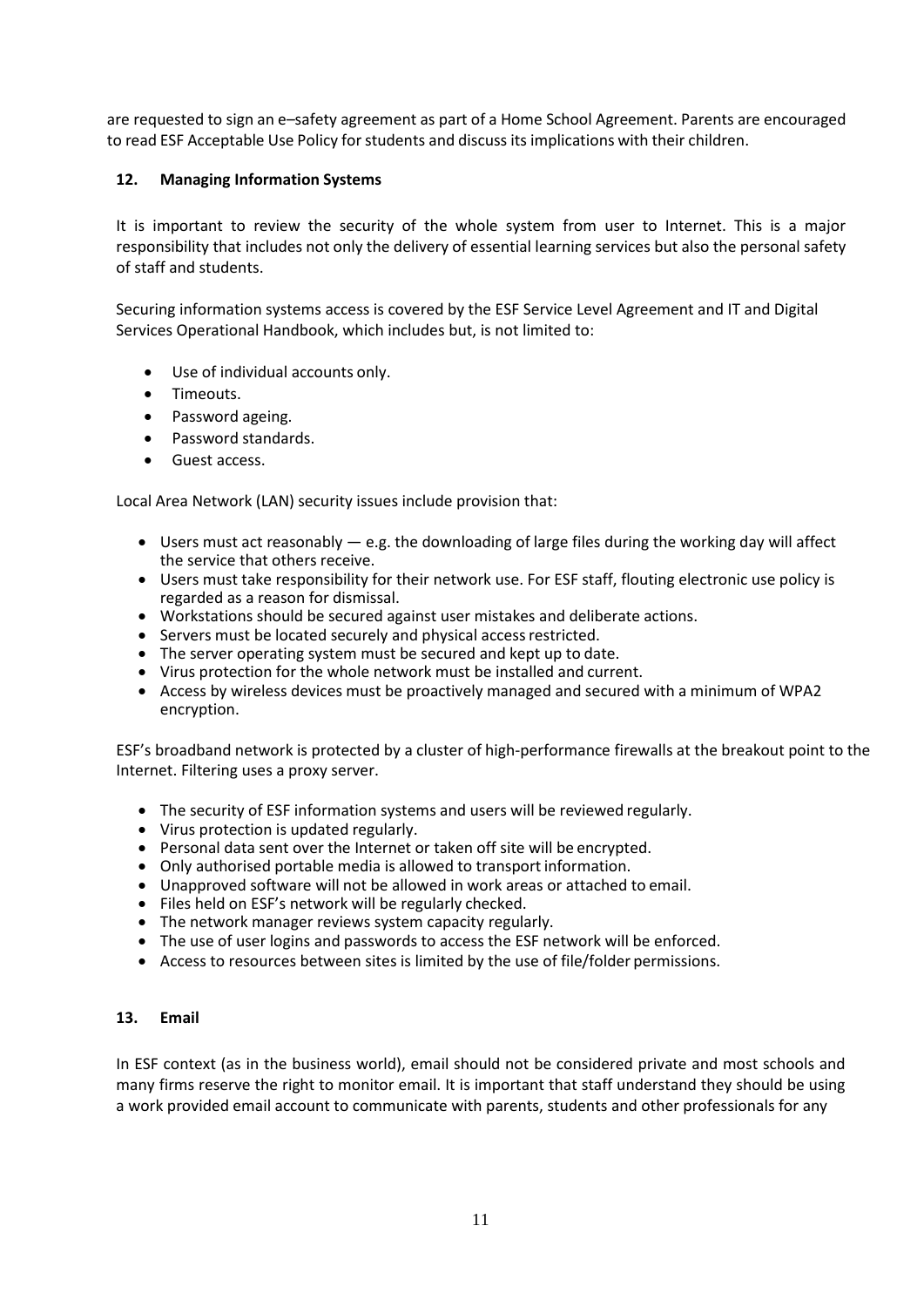are requested to sign an e–safety agreement as part of a Home School Agreement. Parents are encouraged to read ESF Acceptable Use Policy for students and discuss its implications with their children.

## 12. Managing Information Systems

It is important to review the security of the whole system from user to Internet. This is a major responsibility that includes not only the delivery of essential learning services but also the personal safety of staff and students.

Securing information systems access is covered by the ESF Service Level Agreement and IT and Digital Services Operational Handbook, which includes but, is not limited to:

- Use of individual accounts only.
- Timeouts.
- Password ageing.
- Password standards.
- Guest access.

Local Area Network (LAN) security issues include provision that:

- Users must act reasonably — e.g. the downloading of large files during the working day will affect the service that others receive.
- Users must take responsibility for their network use. For ESF staff, flouting electronic use policy is regarded as a reason for dismissal.
- Workstations should be secured against user mistakes and deliberate actions.
- Servers must be located securely and physical access restricted.
- The server operating system must be secured and kept up to date.
- Virus protection for the whole network must be installed and current.
- Access by wireless devices must be proactively managed and secured with a minimum of WPA2 encryption.

ESF's broadband network is protected by a cluster of high-performance firewalls at the breakout point to the Internet. Filtering uses a proxy server.

- The security of ESF information systems and users will be reviewed regularly.
- Virus protection is updated regularly.
- Personal data sent over the Internet or taken off site will be encrypted.
- Only authorised portable media is allowed to transport information.
- Unapproved software will not be allowed in work areas or attached to email.
- Files held on ESF's network will be regularly checked.
- The network manager reviews system capacity regularly.
- The use of user logins and passwords to access the ESF network will be enforced.
- Access to resources between sites is limited by the use of file/folder permissions.

## 13. Email

In ESF context (as in the business world), email should not be considered private and most schools and many firms reserve the right to monitor email. It is important that staff understand they should be using a work provided email account to communicate with parents, students and other professionals for any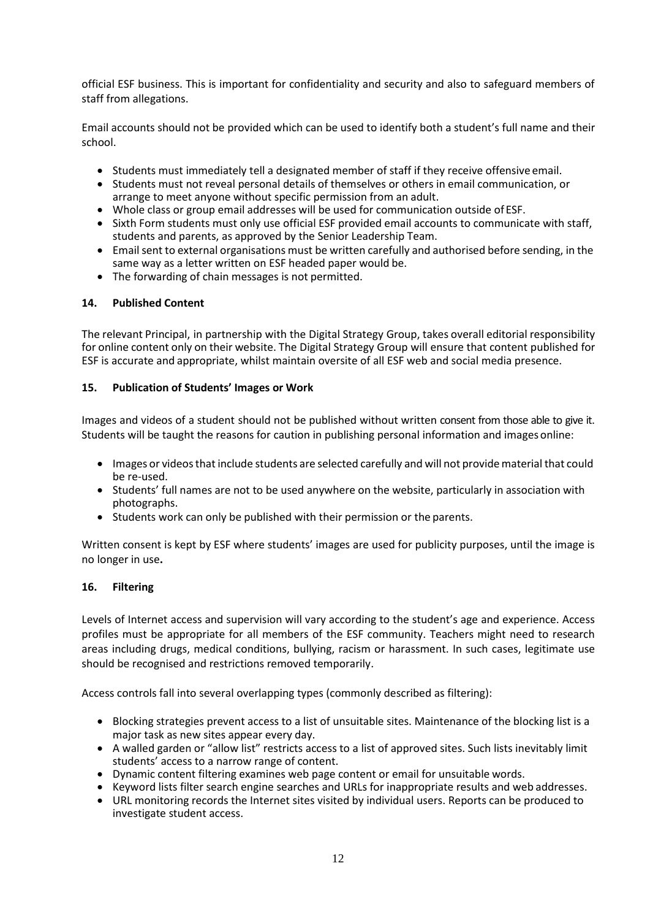official ESF business. This is important for confidentiality and security and also to safeguard members of staff from allegations.

Email accounts should not be provided which can be used to identify both a student's full name and their school.

- Students must immediately tell a designated member of staff if they receive offensive email.
- Students must not reveal personal details of themselves or others in email communication, or arrange to meet anyone without specific permission from an adult.
- Whole class or group email addresses will be used for communication outside of ESF.
- Sixth Form students must only use official ESF provided email accounts to communicate with staff, students and parents, as approved by the Senior Leadership Team.
- Email sent to external organisations must be written carefully and authorised before sending, in the same way as a letter written on ESF headed paper would be.
- The forwarding of chain messages is not permitted.

### 14. Published Content

The relevant Principal, in partnership with the Digital Strategy Group, takes overall editorial responsibility for online content only on their website. The Digital Strategy Group will ensure that content published for ESF is accurate and appropriate, whilst maintain oversite of all ESF web and social media presence.

### 15. Publication of Students' Images or Work

Images and videos of a student should not be published without written consent from those able to give it. Students will be taught the reasons for caution in publishing personal information and images online:

- Images or videos that include students are selected carefully and will not provide material that could be re-used.
- Students' full names are not to be used anywhere on the website, particularly in association with photographs.
- Students work can only be published with their permission or the parents.

Written consent is kept by ESF where students' images are used for publicity purposes, until the image is no longer in use**.**

### 16. Filtering

Levels of Internet access and supervision will vary according to the student's age and experience. Access profiles must be appropriate for all members of the ESF community. Teachers might need to research areas including drugs, medical conditions, bullying, racism or harassment. In such cases, legitimate use should be recognised and restrictions removed temporarily.

Access controls fall into several overlapping types (commonly described as filtering):

- Blocking strategies prevent access to a list of unsuitable sites. Maintenance of the blocking list is a major task as new sites appear every day.
- A walled garden or "allow list" restricts access to a list of approved sites. Such lists inevitably limit students' access to a narrow range of content.
- Dynamic content filtering examines web page content or email for unsuitable words.
- Keyword lists filter search engine searches and URLs for inappropriate results and web addresses.
- URL monitoring records the Internet sites visited by individual users. Reports can be produced to investigate student access.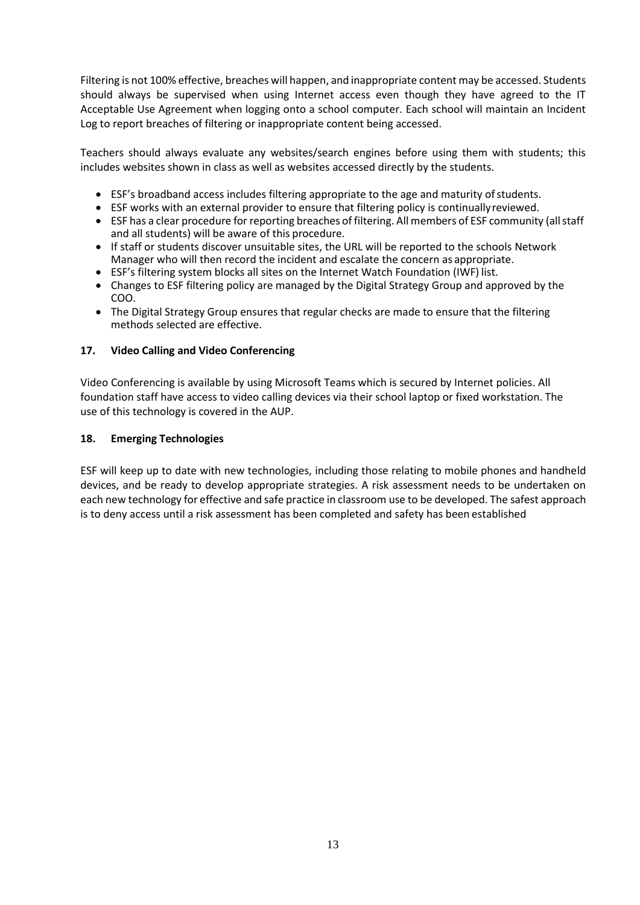Filtering is not 100% effective, breaches will happen, and inappropriate content may be accessed. Students should always be supervised when using Internet access even though they have agreed to the IT Acceptable Use Agreement when logging onto a school computer. Each school will maintain an Incident Log to report breaches of filtering or inappropriate content being accessed.

Teachers should always evaluate any websites/search engines before using them with students; this includes websites shown in class as well as websites accessed directly by the students.

- ESF's broadband access includes filtering appropriate to the age and maturity of students.
- ESF works with an external provider to ensure that filtering policy is continually reviewed.
- ESF has a clear procedure for reporting breaches of filtering. All members of ESF community (all staff and all students) will be aware of this procedure.
- If staff or students discover unsuitable sites, the URL will be reported to the schools Network Manager who will then record the incident and escalate the concern as appropriate.
- ESF's filtering system blocks all sites on the Internet Watch Foundation (IWF) list.
- Changes to ESF filtering policy are managed by the Digital Strategy Group and approved by the COO.
- The Digital Strategy Group ensures that regular checks are made to ensure that the filtering methods selected are effective.

## 17. Video Calling and Video Conferencing

Video Conferencing is available by using Microsoft Teams which is secured by Internet policies. All foundation staff have access to video calling devices via their school laptop or fixed workstation. The use of this technology is covered in the AUP.

## 18. Emerging Technologies

ESF will keep up to date with new technologies, including those relating to mobile phones and handheld devices, and be ready to develop appropriate strategies. A risk assessment needs to be undertaken on each new technology for effective and safe practice in classroom use to be developed. The safest approach is to deny access until a risk assessment has been completed and safety has been established